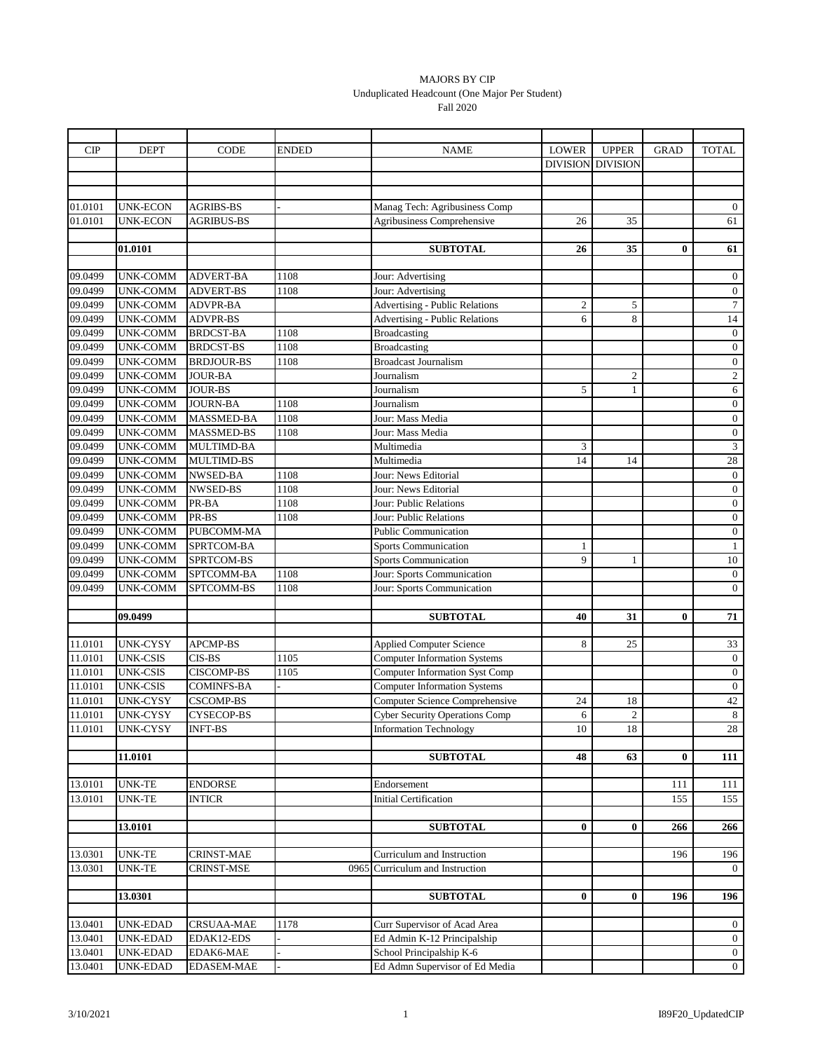MAJORS BY CIP
Unduplicated Headcount (One Major Per Student)
Fall 2020

| CIP | DEPT | CODE | ENDED | NAME | LOWER DIVISION | UPPER DIVISION | GRAD | TOTAL |
|---|---|---|---|---|---|---|---|---|
| 01.0101 | UNK-ECON | AGRIBS-BS | - | Manag Tech: Agribusiness Comp | | | | 0 |
| 01.0101 | UNK-ECON | AGRIBUS-BS | | Agribusiness Comprehensive | 26 | 35 | | 61 |
| | **01.0101** | | | **SUBTOTAL** | **26** | **35** | **0** | **61** |
| 09.0499 | UNK-COMM | ADVERT-BA | 1108 | Jour: Advertising | | | | 0 |
| 09.0499 | UNK-COMM | ADVERT-BS | 1108 | Jour: Advertising | | | | 0 |
| 09.0499 | UNK-COMM | ADVPR-BA | | Advertising - Public Relations | 2 | 5 | | 7 |
| 09.0499 | UNK-COMM | ADVPR-BS | | Advertising - Public Relations | 6 | 8 | | 14 |
| 09.0499 | UNK-COMM | BRDCST-BA | 1108 | Broadcasting | | | | 0 |
| 09.0499 | UNK-COMM | BRDCST-BS | 1108 | Broadcasting | | | | 0 |
| 09.0499 | UNK-COMM | BRDJOUR-BS | 1108 | Broadcast Journalism | | | | 0 |
| 09.0499 | UNK-COMM | JOUR-BA | | Journalism | | 2 | | 2 |
| 09.0499 | UNK-COMM | JOUR-BS | | Journalism | 5 | 1 | | 6 |
| 09.0499 | UNK-COMM | JOURN-BA | 1108 | Journalism | | | | 0 |
| 09.0499 | UNK-COMM | MASSMED-BA | 1108 | Jour: Mass Media | | | | 0 |
| 09.0499 | UNK-COMM | MASSMED-BS | 1108 | Jour: Mass Media | | | | 0 |
| 09.0499 | UNK-COMM | MULTIMD-BA | | Multimedia | 3 | | | 3 |
| 09.0499 | UNK-COMM | MULTIMD-BS | | Multimedia | 14 | 14 | | 28 |
| 09.0499 | UNK-COMM | NWSED-BA | 1108 | Jour: News Editorial | | | | 0 |
| 09.0499 | UNK-COMM | NWSED-BS | 1108 | Jour: News Editorial | | | | 0 |
| 09.0499 | UNK-COMM | PR-BA | 1108 | Jour: Public Relations | | | | 0 |
| 09.0499 | UNK-COMM | PR-BS | 1108 | Jour: Public Relations | | | | 0 |
| 09.0499 | UNK-COMM | PUBCOMM-MA | | Public Communication | | | | 0 |
| 09.0499 | UNK-COMM | SPRTCOM-BA | | Sports Communication | 1 | | | 1 |
| 09.0499 | UNK-COMM | SPRTCOM-BS | | Sports Communication | 9 | 1 | | 10 |
| 09.0499 | UNK-COMM | SPTCOMM-BA | 1108 | Jour: Sports Communication | | | | 0 |
| 09.0499 | UNK-COMM | SPTCOMM-BS | 1108 | Jour: Sports Communication | | | | 0 |
| | **09.0499** | | | **SUBTOTAL** | **40** | **31** | **0** | **71** |
| 11.0101 | UNK-CYSY | APCMP-BS | | Applied Computer Science | 8 | 25 | | 33 |
| 11.0101 | UNK-CSIS | CIS-BS | 1105 | Computer Information Systems | | | | 0 |
| 11.0101 | UNK-CSIS | CISCOMP-BS | 1105 | Computer Information Syst Comp | | | | 0 |
| 11.0101 | UNK-CSIS | COMINFS-BA | - | Computer Information Systems | | | | 0 |
| 11.0101 | UNK-CYSY | CSCOMP-BS | | Computer Science Comprehensive | 24 | 18 | | 42 |
| 11.0101 | UNK-CYSY | CYSECOP-BS | | Cyber Security Operations Comp | 6 | 2 | | 8 |
| 11.0101 | UNK-CYSY | INFT-BS | | Information Technology | 10 | 18 | | 28 |
| | **11.0101** | | | **SUBTOTAL** | **48** | **63** | **0** | **111** |
| 13.0101 | UNK-TE | ENDORSE | | Endorsement | | | 111 | 111 |
| 13.0101 | UNK-TE | INTICR | | Initial Certification | | | 155 | 155 |
| | **13.0101** | | | **SUBTOTAL** | **0** | **0** | **266** | **266** |
| 13.0301 | UNK-TE | CRINST-MAE | | Curriculum and Instruction | | | 196 | 196 |
| 13.0301 | UNK-TE | CRINST-MSE | 0965 | Curriculum and Instruction | | | | 0 |
| | **13.0301** | | | **SUBTOTAL** | **0** | **0** | **196** | **196** |
| 13.0401 | UNK-EDAD | CRSUAA-MAE | 1178 | Curr Supervisor of Acad Area | | | | 0 |
| 13.0401 | UNK-EDAD | EDAK12-EDS | - | Ed Admin K-12 Principalship | | | | 0 |
| 13.0401 | UNK-EDAD | EDAK6-MAE | - | School Principalship K-6 | | | | 0 |
| 13.0401 | UNK-EDAD | EDASEM-MAE | - | Ed Admn Supervisor of Ed Media | | | | 0 |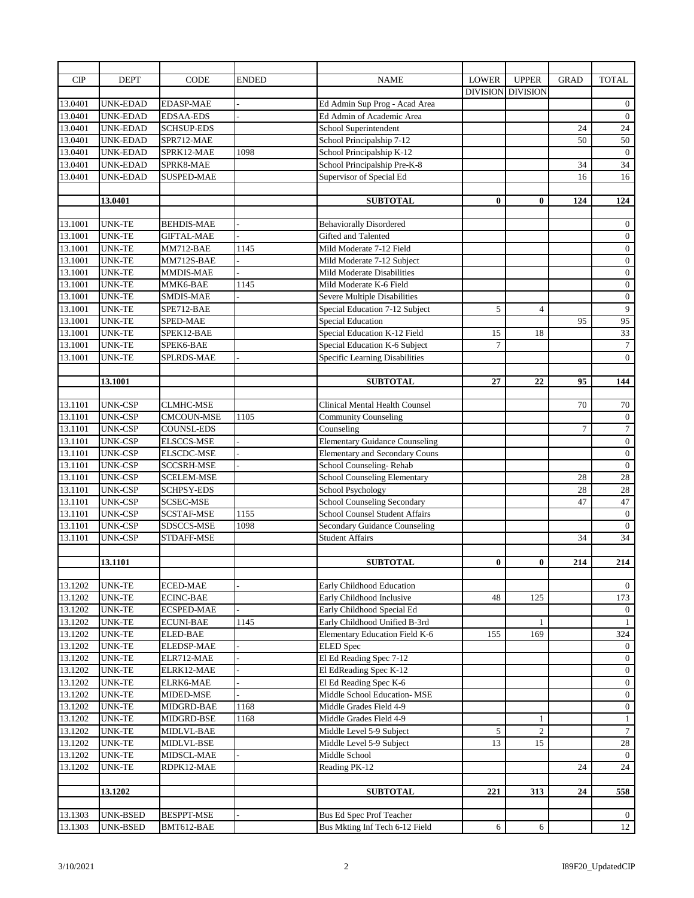| CIP | DEPT | CODE | ENDED | NAME | LOWER DIVISION | UPPER DIVISION | GRAD | TOTAL |
|---|---|---|---|---|---|---|---|---|
| 13.0401 | UNK-EDAD | EDASP-MAE | - | Ed Admin Sup Prog - Acad Area | | | | 0 |
| 13.0401 | UNK-EDAD | EDSAA-EDS | - | Ed Admin of Academic Area | | | | 0 |
| 13.0401 | UNK-EDAD | SCHSUP-EDS | | School Superintendent | | | 24 | 24 |
| 13.0401 | UNK-EDAD | SPR712-MAE | | School Principalship 7-12 | | | 50 | 50 |
| 13.0401 | UNK-EDAD | SPRK12-MAE | 1098 | School Principalship K-12 | | | | 0 |
| 13.0401 | UNK-EDAD | SPRK8-MAE | | School Principalship Pre-K-8 | | | 34 | 34 |
| 13.0401 | UNK-EDAD | SUSPED-MAE | | Supervisor of Special Ed | | | 16 | 16 |
| | | | | | | | | |
| | **13.0401** | | | **SUBTOTAL** | **0** | **0** | **124** | **124** |
| | | | | | | | | |
| 13.1001 | UNK-TE | BEHDIS-MAE | - | Behaviorally Disordered | | | | 0 |
| 13.1001 | UNK-TE | GIFTAL-MAE | - | Gifted and Talented | | | | 0 |
| 13.1001 | UNK-TE | MM712-BAE | 1145 | Mild Moderate 7-12 Field | | | | 0 |
| 13.1001 | UNK-TE | MM712S-BAE | - | Mild Moderate 7-12 Subject | | | | 0 |
| 13.1001 | UNK-TE | MMDIS-MAE | - | Mild Moderate Disabilities | | | | 0 |
| 13.1001 | UNK-TE | MMK6-BAE | 1145 | Mild Moderate K-6 Field | | | | 0 |
| 13.1001 | UNK-TE | SMDIS-MAE | - | Severe Multiple Disabilities | | | | 0 |
| 13.1001 | UNK-TE | SPE712-BAE | | Special Education 7-12 Subject | 5 | 4 | | 9 |
| 13.1001 | UNK-TE | SPED-MAE | | Special Education | | | 95 | 95 |
| 13.1001 | UNK-TE | SPEK12-BAE | | Special Education K-12 Field | 15 | 18 | | 33 |
| 13.1001 | UNK-TE | SPEK6-BAE | | Special Education K-6 Subject | 7 | | | 7 |
| 13.1001 | UNK-TE | SPLRDS-MAE | - | Specific Learning Disabilities | | | | 0 |
| | | | | | | | | |
| | **13.1001** | | | **SUBTOTAL** | **27** | **22** | **95** | **144** |
| | | | | | | | | |
| 13.1101 | UNK-CSP | CLMHC-MSE | | Clinical Mental Health Counsel | | | 70 | 70 |
| 13.1101 | UNK-CSP | CMCOUN-MSE | 1105 | Community Counseling | | | | 0 |
| 13.1101 | UNK-CSP | COUNSL-EDS | | Counseling | | | 7 | 7 |
| 13.1101 | UNK-CSP | ELSCCS-MSE | - | Elementary Guidance Counseling | | | | 0 |
| 13.1101 | UNK-CSP | ELSCDC-MSE | - | Elementary and Secondary Couns | | | | 0 |
| 13.1101 | UNK-CSP | SCCSRH-MSE | - | School Counseling- Rehab | | | | 0 |
| 13.1101 | UNK-CSP | SCELEM-MSE | | School Counseling Elementary | | | 28 | 28 |
| 13.1101 | UNK-CSP | SCHPSY-EDS | | School Psychology | | | 28 | 28 |
| 13.1101 | UNK-CSP | SCSEC-MSE | | School Counseling Secondary | | | 47 | 47 |
| 13.1101 | UNK-CSP | SCSTAF-MSE | 1155 | School Counsel Student Affairs | | | | 0 |
| 13.1101 | UNK-CSP | SDSCCS-MSE | 1098 | Secondary Guidance Counseling | | | | 0 |
| 13.1101 | UNK-CSP | STDAFF-MSE | | Student Affairs | | | 34 | 34 |
| | | | | | | | | |
| | **13.1101** | | | **SUBTOTAL** | **0** | **0** | **214** | **214** |
| | | | | | | | | |
| 13.1202 | UNK-TE | ECED-MAE | - | Early Childhood Education | | | | 0 |
| 13.1202 | UNK-TE | ECINC-BAE | | Early Childhood Inclusive | 48 | 125 | | 173 |
| 13.1202 | UNK-TE | ECSPED-MAE | - | Early Childhood Special Ed | | | | 0 |
| 13.1202 | UNK-TE | ECUNI-BAE | 1145 | Early Childhood Unified B-3rd | | 1 | | 1 |
| 13.1202 | UNK-TE | ELED-BAE | | Elementary Education Field K-6 | 155 | 169 | | 324 |
| 13.1202 | UNK-TE | ELEDSP-MAE | - | ELED Spec | | | | 0 |
| 13.1202 | UNK-TE | ELR712-MAE | - | El Ed Reading Spec 7-12 | | | | 0 |
| 13.1202 | UNK-TE | ELRK12-MAE | - | El EdReading Spec K-12 | | | | 0 |
| 13.1202 | UNK-TE | ELRK6-MAE | - | El Ed Reading Spec K-6 | | | | 0 |
| 13.1202 | UNK-TE | MIDED-MSE | - | Middle School Education- MSE | | | | 0 |
| 13.1202 | UNK-TE | MIDGRD-BAE | 1168 | Middle Grades Field 4-9 | | | | 0 |
| 13.1202 | UNK-TE | MIDGRD-BSE | 1168 | Middle Grades Field 4-9 | | 1 | | 1 |
| 13.1202 | UNK-TE | MIDLVL-BAE | | Middle Level 5-9 Subject | 5 | 2 | | 7 |
| 13.1202 | UNK-TE | MIDLVL-BSE | | Middle Level 5-9 Subject | 13 | 15 | | 28 |
| 13.1202 | UNK-TE | MIDSCL-MAE | - | Middle School | | | | 0 |
| 13.1202 | UNK-TE | RDPK12-MAE | | Reading PK-12 | | | 24 | 24 |
| | | | | | | | | |
| | **13.1202** | | | **SUBTOTAL** | **221** | **313** | **24** | **558** |
| | | | | | | | | |
| 13.1303 | UNK-BSED | BESPPT-MSE | - | Bus Ed Spec Prof Teacher | | | | 0 |
| 13.1303 | UNK-BSED | BMT612-BAE | | Bus Mkting Inf Tech 6-12 Field | 6 | 6 | | 12 |

3/10/2021 I89F20_UpdatedCIP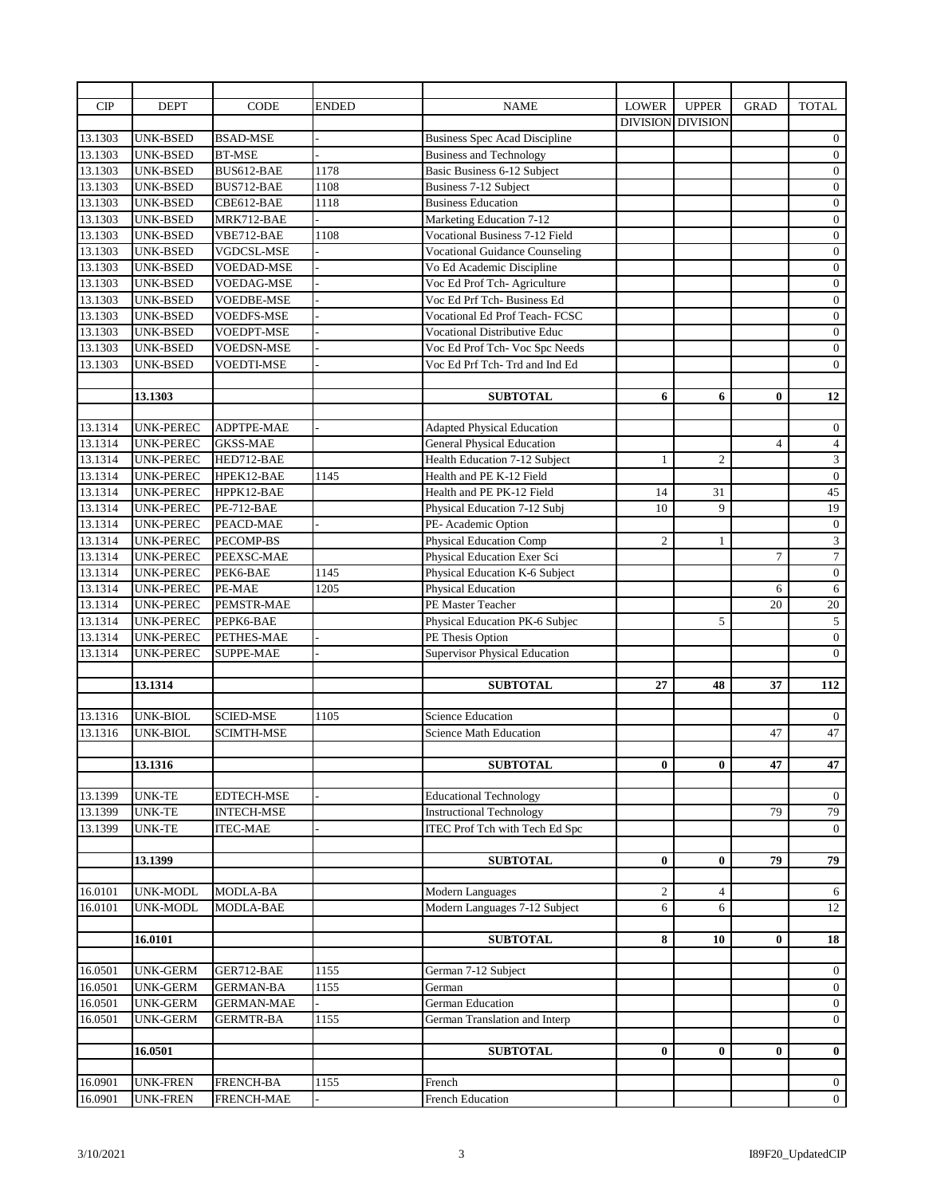| CIP | DEPT | CODE | ENDED | NAME | LOWER DIVISION | UPPER DIVISION | GRAD | TOTAL |
|---|---|---|---|---|---|---|---|---|
| 13.1303 | UNK-BSED | BSAD-MSE | - | Business Spec Acad Discipline | | | | 0 |
| 13.1303 | UNK-BSED | BT-MSE | - | Business and Technology | | | | 0 |
| 13.1303 | UNK-BSED | BUS612-BAE | 1178 | Basic Business 6-12 Subject | | | | 0 |
| 13.1303 | UNK-BSED | BUS712-BAE | 1108 | Business 7-12 Subject | | | | 0 |
| 13.1303 | UNK-BSED | CBE612-BAE | 1118 | Business Education | | | | 0 |
| 13.1303 | UNK-BSED | MRK712-BAE | - | Marketing Education 7-12 | | | | 0 |
| 13.1303 | UNK-BSED | VBE712-BAE | 1108 | Vocational Business 7-12 Field | | | | 0 |
| 13.1303 | UNK-BSED | VGDCSL-MSE | - | Vocational Guidance Counseling | | | | 0 |
| 13.1303 | UNK-BSED | VOEDAD-MSE | - | Vo Ed Academic Discipline | | | | 0 |
| 13.1303 | UNK-BSED | VOEDAG-MSE | - | Voc Ed Prof Tch- Agriculture | | | | 0 |
| 13.1303 | UNK-BSED | VOEDBE-MSE | - | Voc Ed Prf Tch- Business Ed | | | | 0 |
| 13.1303 | UNK-BSED | VOEDFS-MSE | - | Vocational Ed Prof Teach- FCSC | | | | 0 |
| 13.1303 | UNK-BSED | VOEDPT-MSE | - | Vocational Distributive Educ | | | | 0 |
| 13.1303 | UNK-BSED | VOEDSN-MSE | - | Voc Ed Prof Tch- Voc Spc Needs | | | | 0 |
| 13.1303 | UNK-BSED | VOEDTI-MSE | - | Voc Ed Prf Tch- Trd and Ind Ed | | | | 0 |
| | **13.1303** | | | **SUBTOTAL** | **6** | **6** | **0** | **12** |
| 13.1314 | UNK-PEREC | ADPTPE-MAE | - | Adapted Physical Education | | | | 0 |
| 13.1314 | UNK-PEREC | GKSS-MAE | | General Physical Education | | | 4 | 4 |
| 13.1314 | UNK-PEREC | HED712-BAE | | Health Education 7-12 Subject | 1 | 2 | | 3 |
| 13.1314 | UNK-PEREC | HPEK12-BAE | 1145 | Health and PE K-12 Field | | | | 0 |
| 13.1314 | UNK-PEREC | HPPK12-BAE | | Health and PE PK-12 Field | 14 | 31 | | 45 |
| 13.1314 | UNK-PEREC | PE-712-BAE | | Physical Education 7-12 Subj | 10 | 9 | | 19 |
| 13.1314 | UNK-PEREC | PEACD-MAE | - | PE- Academic Option | | | | 0 |
| 13.1314 | UNK-PEREC | PECOMP-BS | | Physical Education Comp | 2 | 1 | | 3 |
| 13.1314 | UNK-PEREC | PEEXSC-MAE | | Physical Education Exer Sci | | | 7 | 7 |
| 13.1314 | UNK-PEREC | PEK6-BAE | 1145 | Physical Education K-6 Subject | | | | 0 |
| 13.1314 | UNK-PEREC | PE-MAE | 1205 | Physical Education | | | 6 | 6 |
| 13.1314 | UNK-PEREC | PEMSTR-MAE | | PE Master Teacher | | | 20 | 20 |
| 13.1314 | UNK-PEREC | PEPK6-BAE | | Physical Education PK-6 Subjec | | 5 | | 5 |
| 13.1314 | UNK-PEREC | PETHES-MAE | - | PE Thesis Option | | | | 0 |
| 13.1314 | UNK-PEREC | SUPPE-MAE | - | Supervisor Physical Education | | | | 0 |
| | **13.1314** | | | **SUBTOTAL** | **27** | **48** | **37** | **112** |
| 13.1316 | UNK-BIOL | SCIED-MSE | 1105 | Science Education | | | | 0 |
| 13.1316 | UNK-BIOL | SCIMTH-MSE | | Science Math Education | | | 47 | 47 |
| | **13.1316** | | | **SUBTOTAL** | **0** | **0** | **47** | **47** |
| 13.1399 | UNK-TE | EDTECH-MSE | - | Educational Technology | | | | 0 |
| 13.1399 | UNK-TE | INTECH-MSE | | Instructional Technology | | | 79 | 79 |
| 13.1399 | UNK-TE | ITEC-MAE | - | ITEC Prof Tch with Tech Ed Spc | | | | 0 |
| | **13.1399** | | | **SUBTOTAL** | **0** | **0** | **79** | **79** |
| 16.0101 | UNK-MODL | MODLA-BA | | Modern Languages | 2 | 4 | | 6 |
| 16.0101 | UNK-MODL | MODLA-BAE | | Modern Languages 7-12 Subject | 6 | 6 | | 12 |
| | **16.0101** | | | **SUBTOTAL** | **8** | **10** | **0** | **18** |
| 16.0501 | UNK-GERM | GER712-BAE | 1155 | German 7-12 Subject | | | | 0 |
| 16.0501 | UNK-GERM | GERMAN-BA | 1155 | German | | | | 0 |
| 16.0501 | UNK-GERM | GERMAN-MAE | - | German Education | | | | 0 |
| 16.0501 | UNK-GERM | GERMTR-BA | 1155 | German Translation and Interp | | | | 0 |
| | **16.0501** | | | **SUBTOTAL** | **0** | **0** | **0** | **0** |
| 16.0901 | UNK-FREN | FRENCH-BA | 1155 | French | | | | 0 |
| 16.0901 | UNK-FREN | FRENCH-MAE | - | French Education | | | | 0 |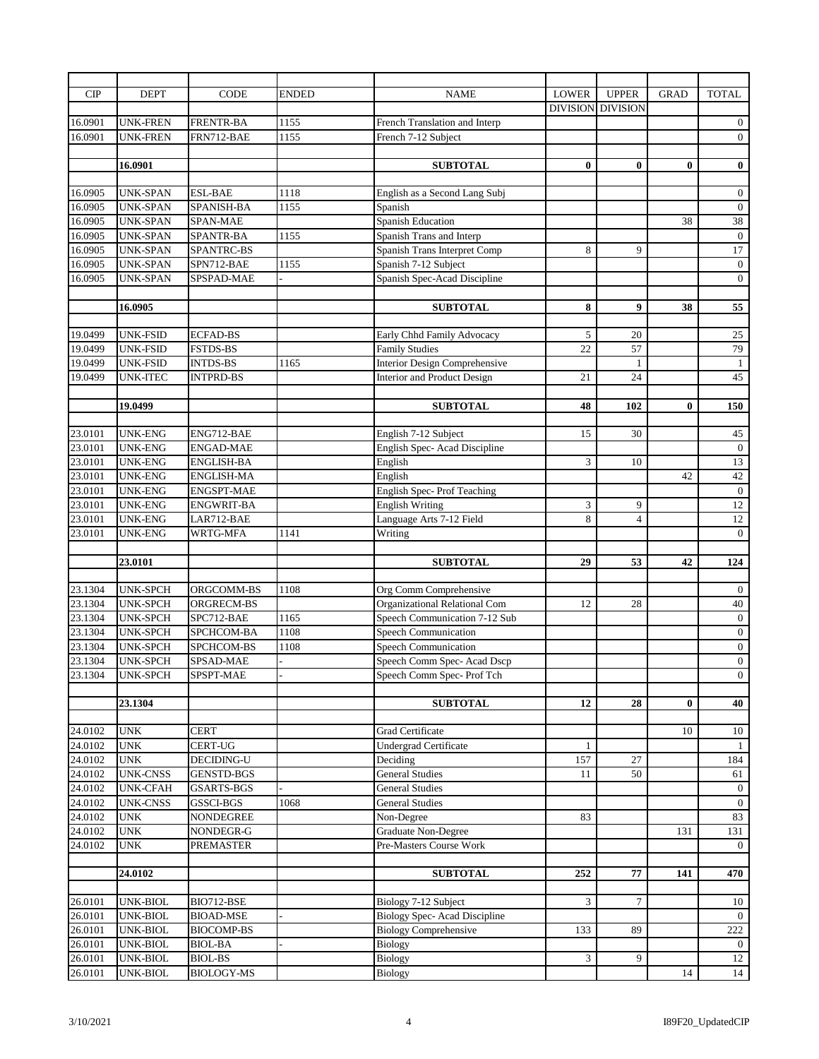| CIP | DEPT | CODE | ENDED | NAME | LOWER DIVISION | UPPER DIVISION | GRAD | TOTAL |
|---|---|---|---|---|---|---|---|---|
| 16.0901 | UNK-FREN | FRENTR-BA | 1155 | French Translation and Interp | | | | 0 |
| 16.0901 | UNK-FREN | FRN712-BAE | 1155 | French 7-12 Subject | | | | 0 |
| | | | | | | | | |
| | **16.0901** | | | **SUBTOTAL** | **0** | **0** | **0** | **0** |
| | | | | | | | | |
| 16.0905 | UNK-SPAN | ESL-BAE | 1118 | English as a Second Lang Subj | | | | 0 |
| 16.0905 | UNK-SPAN | SPANISH-BA | 1155 | Spanish | | | | 0 |
| 16.0905 | UNK-SPAN | SPAN-MAE | | Spanish Education | | | 38 | 38 |
| 16.0905 | UNK-SPAN | SPANTR-BA | 1155 | Spanish Trans and Interp | | | | 0 |
| 16.0905 | UNK-SPAN | SPANTRC-BS | | Spanish Trans Interpret Comp | 8 | 9 | | 17 |
| 16.0905 | UNK-SPAN | SPN712-BAE | 1155 | Spanish 7-12 Subject | | | | 0 |
| 16.0905 | UNK-SPAN | SPSPAD-MAE | - | Spanish Spec-Acad Discipline | | | | 0 |
| | | | | | | | | |
| | **16.0905** | | | **SUBTOTAL** | **8** | **9** | **38** | **55** |
| | | | | | | | | |
| 19.0499 | UNK-FSID | ECFAD-BS | | Early Chhd Family Advocacy | 5 | 20 | | 25 |
| 19.0499 | UNK-FSID | FSTDS-BS | | Family Studies | 22 | 57 | | 79 |
| 19.0499 | UNK-FSID | INTDS-BS | 1165 | Interior Design Comprehensive | | 1 | | 1 |
| 19.0499 | UNK-ITEC | INTPRD-BS | | Interior and Product Design | 21 | 24 | | 45 |
| | | | | | | | | |
| | **19.0499** | | | **SUBTOTAL** | **48** | **102** | **0** | **150** |
| | | | | | | | | |
| 23.0101 | UNK-ENG | ENG712-BAE | | English 7-12 Subject | 15 | 30 | | 45 |
| 23.0101 | UNK-ENG | ENGAD-MAE | | English Spec- Acad Discipline | | | | 0 |
| 23.0101 | UNK-ENG | ENGLISH-BA | | English | 3 | 10 | | 13 |
| 23.0101 | UNK-ENG | ENGLISH-MA | | English | | | 42 | 42 |
| 23.0101 | UNK-ENG | ENGSPT-MAE | | English Spec- Prof Teaching | | | | 0 |
| 23.0101 | UNK-ENG | ENGWRIT-BA | | English Writing | 3 | 9 | | 12 |
| 23.0101 | UNK-ENG | LAR712-BAE | | Language Arts 7-12 Field | 8 | 4 | | 12 |
| 23.0101 | UNK-ENG | WRTG-MFA | 1141 | Writing | | | | 0 |
| | | | | | | | | |
| | **23.0101** | | | **SUBTOTAL** | **29** | **53** | **42** | **124** |
| | | | | | | | | |
| 23.1304 | UNK-SPCH | ORGCOMM-BS | 1108 | Org Comm Comprehensive | | | | 0 |
| 23.1304 | UNK-SPCH | ORGRECM-BS | | Organizational Relational Com | 12 | 28 | | 40 |
| 23.1304 | UNK-SPCH | SPC712-BAE | 1165 | Speech Communication 7-12 Sub | | | | 0 |
| 23.1304 | UNK-SPCH | SPCHCOM-BA | 1108 | Speech Communication | | | | 0 |
| 23.1304 | UNK-SPCH | SPCHCOM-BS | 1108 | Speech Communication | | | | 0 |
| 23.1304 | UNK-SPCH | SPSAD-MAE | - | Speech Comm Spec- Acad Dscp | | | | 0 |
| 23.1304 | UNK-SPCH | SPSPT-MAE | - | Speech Comm Spec- Prof Tch | | | | 0 |
| | | | | | | | | |
| | **23.1304** | | | **SUBTOTAL** | **12** | **28** | **0** | **40** |
| | | | | | | | | |
| 24.0102 | UNK | CERT | | Grad Certificate | | | 10 | 10 |
| 24.0102 | UNK | CERT-UG | | Undergrad Certificate | 1 | | | 1 |
| 24.0102 | UNK | DECIDING-U | | Deciding | 157 | 27 | | 184 |
| 24.0102 | UNK-CNSS | GENSTD-BGS | | General Studies | 11 | 50 | | 61 |
| 24.0102 | UNK-CFAH | GSARTS-BGS | - | General Studies | | | | 0 |
| 24.0102 | UNK-CNSS | GSSCI-BGS | 1068 | General Studies | | | | 0 |
| 24.0102 | UNK | NONDEGREE | | Non-Degree | 83 | | | 83 |
| 24.0102 | UNK | NONDEGR-G | | Graduate Non-Degree | | | 131 | 131 |
| 24.0102 | UNK | PREMASTER | | Pre-Masters Course Work | | | | 0 |
| | | | | | | | | |
| | **24.0102** | | | **SUBTOTAL** | **252** | **77** | **141** | **470** |
| | | | | | | | | |
| 26.0101 | UNK-BIOL | BIO712-BSE | | Biology 7-12 Subject | 3 | 7 | | 10 |
| 26.0101 | UNK-BIOL | BIOAD-MSE | - | Biology Spec- Acad Discipline | | | | 0 |
| 26.0101 | UNK-BIOL | BIOCOMP-BS | | Biology Comprehensive | 133 | 89 | | 222 |
| 26.0101 | UNK-BIOL | BIOL-BA | - | Biology | | | | 0 |
| 26.0101 | UNK-BIOL | BIOL-BS | | Biology | 3 | 9 | | 12 |
| 26.0101 | UNK-BIOL | BIOLOGY-MS | | Biology | | | 14 | 14 |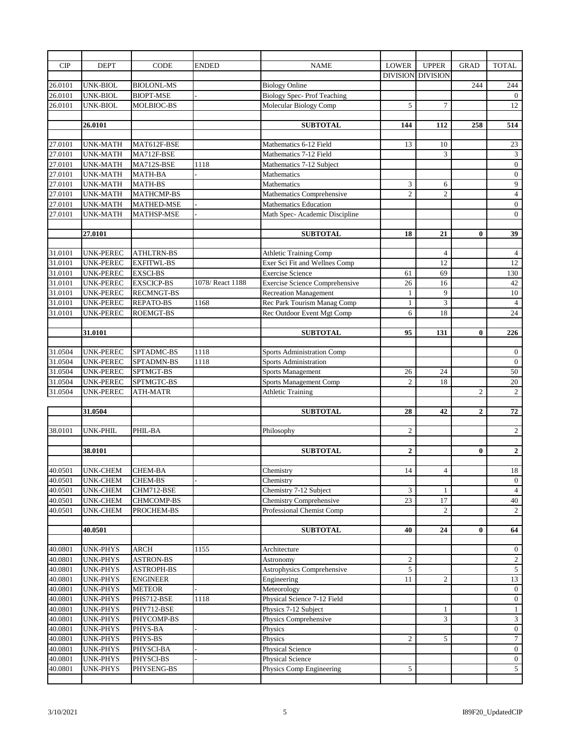| CIP | DEPT | CODE | ENDED | NAME | LOWER DIVISION | UPPER DIVISION | GRAD | TOTAL |
|---|---|---|---|---|---|---|---|---|
| 26.0101 | UNK-BIOL | BIOLONL-MS | | Biology Online | | | 244 | 244 |
| 26.0101 | UNK-BIOL | BIOPT-MSE | - | Biology Spec- Prof Teaching | | | | 0 |
| 26.0101 | UNK-BIOL | MOLBIOC-BS | | Molecular Biology Comp | 5 | 7 | | 12 |
| | | | | | | | | |
| | **26.0101** | | | **SUBTOTAL** | **144** | **112** | **258** | **514** |
| | | | | | | | | |
| 27.0101 | UNK-MATH | MAT612F-BSE | | Mathematics 6-12 Field | 13 | 10 | | 23 |
| 27.0101 | UNK-MATH | MA712F-BSE | | Mathematics 7-12 Field | | 3 | | 3 |
| 27.0101 | UNK-MATH | MA712S-BSE | 1118 | Mathematics 7-12 Subject | | | | 0 |
| 27.0101 | UNK-MATH | MATH-BA | - | Mathematics | | | | 0 |
| 27.0101 | UNK-MATH | MATH-BS | | Mathematics | 3 | 6 | | 9 |
| 27.0101 | UNK-MATH | MATHCMP-BS | | Mathematics Comprehensive | 2 | 2 | | 4 |
| 27.0101 | UNK-MATH | MATHED-MSE | - | Mathematics Education | | | | 0 |
| 27.0101 | UNK-MATH | MATHSP-MSE | - | Math Spec- Academic Discipline | | | | 0 |
| | | | | | | | | |
| | **27.0101** | | | **SUBTOTAL** | **18** | **21** | **0** | **39** |
| | | | | | | | | |
| 31.0101 | UNK-PEREC | ATHLTRN-BS | | Athletic Training Comp | | 4 | | 4 |
| 31.0101 | UNK-PEREC | EXFITWL-BS | | Exer Sci Fit and Wellnes Comp | | 12 | | 12 |
| 31.0101 | UNK-PEREC | EXSCI-BS | | Exercise Science | 61 | 69 | | 130 |
| 31.0101 | UNK-PEREC | EXSCICP-BS | 1078/ React 1188 | Exercise Science Comprehensive | 26 | 16 | | 42 |
| 31.0101 | UNK-PEREC | RECMNGT-BS | | Recreation Management | 1 | 9 | | 10 |
| 31.0101 | UNK-PEREC | REPATO-BS | 1168 | Rec Park Tourism Manag Comp | 1 | 3 | | 4 |
| 31.0101 | UNK-PEREC | ROEMGT-BS | | Rec Outdoor Event Mgt Comp | 6 | 18 | | 24 |
| | | | | | | | | |
| | **31.0101** | | | **SUBTOTAL** | **95** | **131** | **0** | **226** |
| | | | | | | | | |
| 31.0504 | UNK-PEREC | SPTADMC-BS | 1118 | Sports Administration Comp | | | | 0 |
| 31.0504 | UNK-PEREC | SPTADMN-BS | 1118 | Sports Administration | | | | 0 |
| 31.0504 | UNK-PEREC | SPTMGT-BS | | Sports Management | 26 | 24 | | 50 |
| 31.0504 | UNK-PEREC | SPTMGTC-BS | | Sports Management Comp | 2 | 18 | | 20 |
| 31.0504 | UNK-PEREC | ATH-MATR | | Athletic Training | | | 2 | 2 |
| | | | | | | | | |
| | **31.0504** | | | **SUBTOTAL** | **28** | **42** | **2** | **72** |
| | | | | | | | | |
| 38.0101 | UNK-PHIL | PHIL-BA | | Philosophy | 2 | | | 2 |
| | | | | | | | | |
| | **38.0101** | | | **SUBTOTAL** | **2** | | **0** | **2** |
| | | | | | | | | |
| 40.0501 | UNK-CHEM | CHEM-BA | | Chemistry | 14 | 4 | | 18 |
| 40.0501 | UNK-CHEM | CHEM-BS | - | Chemistry | | | | 0 |
| 40.0501 | UNK-CHEM | CHM712-BSE | | Chemistry 7-12 Subject | 3 | 1 | | 4 |
| 40.0501 | UNK-CHEM | CHMCOMP-BS | | Chemistry Comprehensive | 23 | 17 | | 40 |
| 40.0501 | UNK-CHEM | PROCHEM-BS | | Professional Chemist Comp | | 2 | | 2 |
| | | | | | | | | |
| | **40.0501** | | | **SUBTOTAL** | **40** | **24** | **0** | **64** |
| | | | | | | | | |
| 40.0801 | UNK-PHYS | ARCH | 1155 | Architecture | | | | 0 |
| 40.0801 | UNK-PHYS | ASTRON-BS | | Astronomy | 2 | | | 2 |
| 40.0801 | UNK-PHYS | ASTROPH-BS | | Astrophysics Comprehensive | 5 | | | 5 |
| 40.0801 | UNK-PHYS | ENGINEER | | Engineering | 11 | 2 | | 13 |
| 40.0801 | UNK-PHYS | METEOR | - | Meteorology | | | | 0 |
| 40.0801 | UNK-PHYS | PHS712-BSE | 1118 | Physical Science 7-12 Field | | | | 0 |
| 40.0801 | UNK-PHYS | PHY712-BSE | | Physics 7-12 Subject | | 1 | | 1 |
| 40.0801 | UNK-PHYS | PHYCOMP-BS | | Physics Comprehensive | | 3 | | 3 |
| 40.0801 | UNK-PHYS | PHYS-BA | - | Physics | | | | 0 |
| 40.0801 | UNK-PHYS | PHYS-BS | | Physics | 2 | 5 | | 7 |
| 40.0801 | UNK-PHYS | PHYSCI-BA | - | Physical Science | | | | 0 |
| 40.0801 | UNK-PHYS | PHYSCI-BS | - | Physical Science | | | | 0 |
| 40.0801 | UNK-PHYS | PHYSENG-BS | | Physics Comp Engineering | 5 | | | 5 |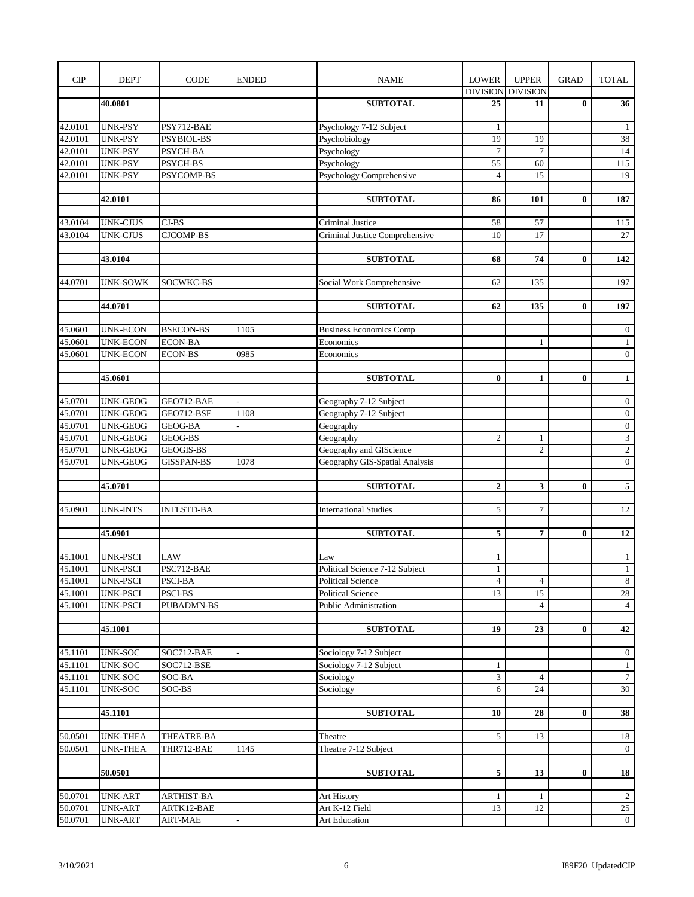| CIP | DEPT | CODE | ENDED | NAME | LOWER DIVISION | UPPER DIVISION | GRAD | TOTAL |
|---|---|---|---|---|---|---|---|---|
| | **40.0801** | | | **SUBTOTAL** | **25** | **11** | **0** | **36** |
| 42.0101 | UNK-PSY | PSY712-BAE | | Psychology 7-12 Subject | 1 | | | 1 |
| 42.0101 | UNK-PSY | PSYBIOL-BS | | Psychobiology | 19 | 19 | | 38 |
| 42.0101 | UNK-PSY | PSYCH-BA | | Psychology | 7 | 7 | | 14 |
| 42.0101 | UNK-PSY | PSYCH-BS | | Psychology | 55 | 60 | | 115 |
| 42.0101 | UNK-PSY | PSYCOMP-BS | | Psychology Comprehensive | 4 | 15 | | 19 |
| | **42.0101** | | | **SUBTOTAL** | **86** | **101** | **0** | **187** |
| 43.0104 | UNK-CJUS | CJ-BS | | Criminal Justice | 58 | 57 | | 115 |
| 43.0104 | UNK-CJUS | CJCOMP-BS | | Criminal Justice Comprehensive | 10 | 17 | | 27 |
| | **43.0104** | | | **SUBTOTAL** | **68** | **74** | **0** | **142** |
| 44.0701 | UNK-SOWK | SOCWKC-BS | | Social Work Comprehensive | 62 | 135 | | 197 |
| | **44.0701** | | | **SUBTOTAL** | **62** | **135** | **0** | **197** |
| 45.0601 | UNK-ECON | BSECON-BS | 1105 | Business Economics Comp | | | | 0 |
| 45.0601 | UNK-ECON | ECON-BA | | Economics | | 1 | | 1 |
| 45.0601 | UNK-ECON | ECON-BS | 0985 | Economics | | | | 0 |
| | **45.0601** | | | **SUBTOTAL** | **0** | **1** | **0** | **1** |
| 45.0701 | UNK-GEOG | GEO712-BAE | - | Geography 7-12 Subject | | | | 0 |
| 45.0701 | UNK-GEOG | GEO712-BSE | 1108 | Geography 7-12 Subject | | | | 0 |
| 45.0701 | UNK-GEOG | GEOG-BA | - | Geography | | | | 0 |
| 45.0701 | UNK-GEOG | GEOG-BS | | Geography | 2 | 1 | | 3 |
| 45.0701 | UNK-GEOG | GEOGIS-BS | | Geography and GIScience | | 2 | | 2 |
| 45.0701 | UNK-GEOG | GISSPAN-BS | 1078 | Geography GIS-Spatial Analysis | | | | 0 |
| | **45.0701** | | | **SUBTOTAL** | **2** | **3** | **0** | **5** |
| 45.0901 | UNK-INTS | INTLSTD-BA | | International Studies | 5 | 7 | | 12 |
| | **45.0901** | | | **SUBTOTAL** | **5** | **7** | **0** | **12** |
| 45.1001 | UNK-PSCI | LAW | | Law | 1 | | | 1 |
| 45.1001 | UNK-PSCI | PSC712-BAE | | Political Science 7-12 Subject | 1 | | | 1 |
| 45.1001 | UNK-PSCI | PSCI-BA | | Political Science | 4 | 4 | | 8 |
| 45.1001 | UNK-PSCI | PSCI-BS | | Political Science | 13 | 15 | | 28 |
| 45.1001 | UNK-PSCI | PUBADMN-BS | | Public Administration | | 4 | | 4 |
| | **45.1001** | | | **SUBTOTAL** | **19** | **23** | **0** | **42** |
| 45.1101 | UNK-SOC | SOC712-BAE | - | Sociology 7-12 Subject | | | | 0 |
| 45.1101 | UNK-SOC | SOC712-BSE | | Sociology 7-12 Subject | 1 | | | 1 |
| 45.1101 | UNK-SOC | SOC-BA | | Sociology | 3 | 4 | | 7 |
| 45.1101 | UNK-SOC | SOC-BS | | Sociology | 6 | 24 | | 30 |
| | **45.1101** | | | **SUBTOTAL** | **10** | **28** | **0** | **38** |
| 50.0501 | UNK-THEA | THEATRE-BA | | Theatre | 5 | 13 | | 18 |
| 50.0501 | UNK-THEA | THR712-BAE | 1145 | Theatre 7-12 Subject | | | | 0 |
| | **50.0501** | | | **SUBTOTAL** | **5** | **13** | **0** | **18** |
| 50.0701 | UNK-ART | ARTHIST-BA | | Art History | 1 | 1 | | 2 |
| 50.0701 | UNK-ART | ARTK12-BAE | | Art K-12 Field | 13 | 12 | | 25 |
| 50.0701 | UNK-ART | ART-MAE | - | Art Education | | | | 0 |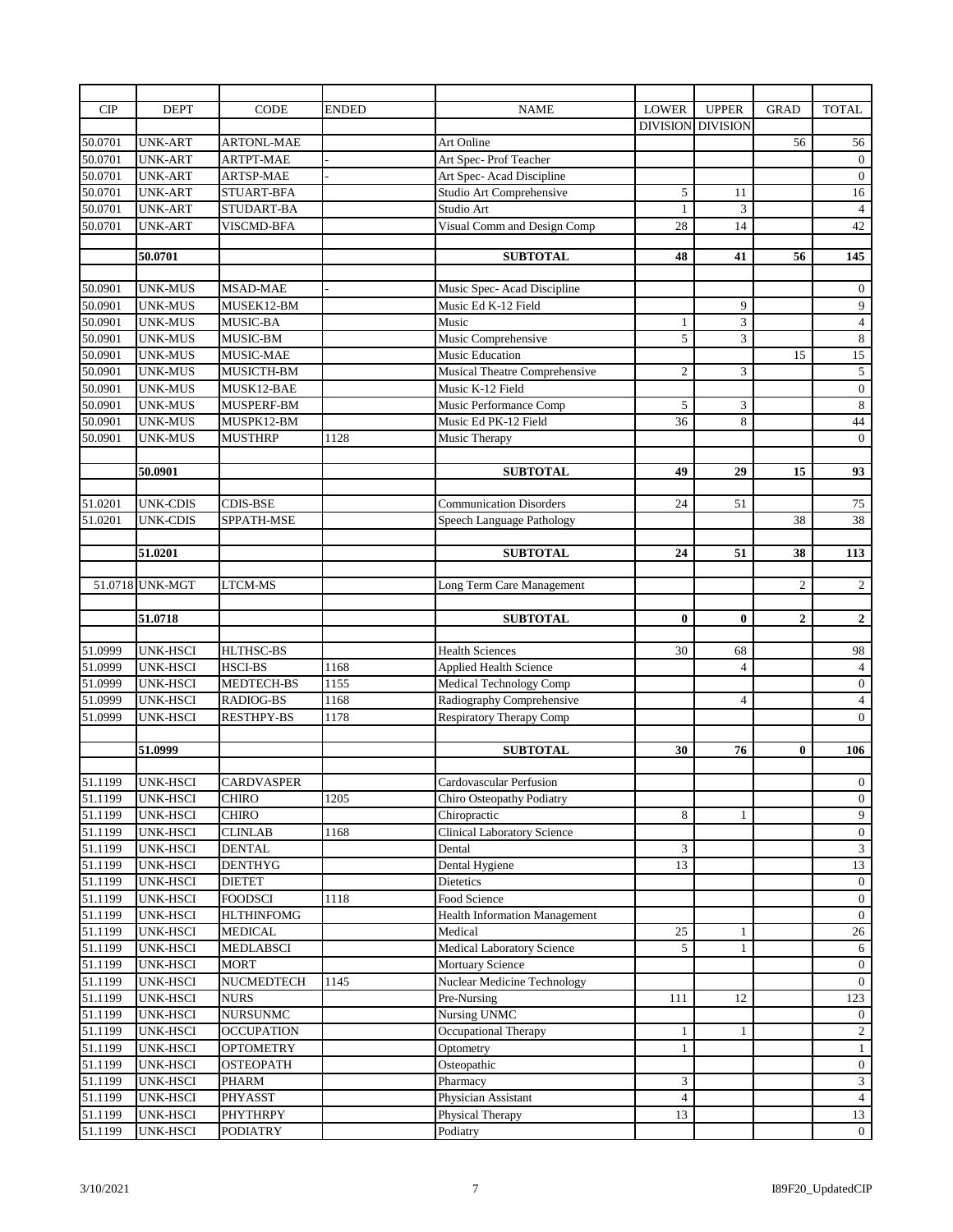| CIP | DEPT | CODE | ENDED | NAME | LOWER DIVISION | UPPER DIVISION | GRAD | TOTAL |
|---|---|---|---|---|---|---|---|---|
| 50.0701 | UNK-ART | ARTONL-MAE | | Art Online | | | 56 | 56 |
| 50.0701 | UNK-ART | ARTPT-MAE | - | Art Spec- Prof Teacher | | | | 0 |
| 50.0701 | UNK-ART | ARTSP-MAE | - | Art Spec- Acad Discipline | | | | 0 |
| 50.0701 | UNK-ART | STUART-BFA | | Studio Art Comprehensive | 5 | 11 | | 16 |
| 50.0701 | UNK-ART | STUDART-BA | | Studio Art | 1 | 3 | | 4 |
| 50.0701 | UNK-ART | VISCMD-BFA | | Visual Comm and Design Comp | 28 | 14 | | 42 |
| | **50.0701** | | | **SUBTOTAL** | **48** | **41** | **56** | **145** |
| 50.0901 | UNK-MUS | MSAD-MAE | - | Music Spec- Acad Discipline | | | | 0 |
| 50.0901 | UNK-MUS | MUSEK12-BM | | Music Ed K-12 Field | | 9 | | 9 |
| 50.0901 | UNK-MUS | MUSIC-BA | | Music | 1 | 3 | | 4 |
| 50.0901 | UNK-MUS | MUSIC-BM | | Music Comprehensive | 5 | 3 | | 8 |
| 50.0901 | UNK-MUS | MUSIC-MAE | | Music Education | | | 15 | 15 |
| 50.0901 | UNK-MUS | MUSICTH-BM | | Musical Theatre Comprehensive | 2 | 3 | | 5 |
| 50.0901 | UNK-MUS | MUSK12-BAE | | Music K-12 Field | | | | 0 |
| 50.0901 | UNK-MUS | MUSPERF-BM | | Music Performance Comp | 5 | 3 | | 8 |
| 50.0901 | UNK-MUS | MUSPK12-BM | | Music Ed PK-12 Field | 36 | 8 | | 44 |
| 50.0901 | UNK-MUS | MUSTHRP | 1128 | Music Therapy | | | | 0 |
| | **50.0901** | | | **SUBTOTAL** | **49** | **29** | **15** | **93** |
| 51.0201 | UNK-CDIS | CDIS-BSE | | Communication Disorders | 24 | 51 | | 75 |
| 51.0201 | UNK-CDIS | SPPATH-MSE | | Speech Language Pathology | | | 38 | 38 |
| | **51.0201** | | | **SUBTOTAL** | **24** | **51** | **38** | **113** |
| 51.0718 | UNK-MGT | LTCM-MS | | Long Term Care Management | | | 2 | 2 |
| | **51.0718** | | | **SUBTOTAL** | **0** | **0** | **2** | **2** |
| 51.0999 | UNK-HSCI | HLTHSC-BS | | Health Sciences | 30 | 68 | | 98 |
| 51.0999 | UNK-HSCI | HSCI-BS | 1168 | Applied Health Science | | 4 | | 4 |
| 51.0999 | UNK-HSCI | MEDTECH-BS | 1155 | Medical Technology Comp | | | | 0 |
| 51.0999 | UNK-HSCI | RADIOG-BS | 1168 | Radiography Comprehensive | | 4 | | 4 |
| 51.0999 | UNK-HSCI | RESTHPY-BS | 1178 | Respiratory Therapy Comp | | | | 0 |
| | **51.0999** | | | **SUBTOTAL** | **30** | **76** | **0** | **106** |
| 51.1199 | UNK-HSCI | CARDVASPER | | Cardovascular Perfusion | | | | 0 |
| 51.1199 | UNK-HSCI | CHIRO | 1205 | Chiro Osteopathy Podiatry | | | | 0 |
| 51.1199 | UNK-HSCI | CHIRO | | Chiropractic | 8 | 1 | | 9 |
| 51.1199 | UNK-HSCI | CLINLAB | 1168 | Clinical Laboratory Science | | | | 0 |
| 51.1199 | UNK-HSCI | DENTAL | | Dental | 3 | | | 3 |
| 51.1199 | UNK-HSCI | DENTHYG | | Dental Hygiene | 13 | | | 13 |
| 51.1199 | UNK-HSCI | DIETET | | Dietetics | | | | 0 |
| 51.1199 | UNK-HSCI | FOODSCI | 1118 | Food Science | | | | 0 |
| 51.1199 | UNK-HSCI | HLTHINFOMG | | Health Information Management | | | | 0 |
| 51.1199 | UNK-HSCI | MEDICAL | | Medical | 25 | 1 | | 26 |
| 51.1199 | UNK-HSCI | MEDLABSCI | | Medical Laboratory Science | 5 | 1 | | 6 |
| 51.1199 | UNK-HSCI | MORT | | Mortuary Science | | | | 0 |
| 51.1199 | UNK-HSCI | NUCMEDTECH | 1145 | Nuclear Medicine Technology | | | | 0 |
| 51.1199 | UNK-HSCI | NURS | | Pre-Nursing | 111 | 12 | | 123 |
| 51.1199 | UNK-HSCI | NURSUNMC | | Nursing UNMC | | | | 0 |
| 51.1199 | UNK-HSCI | OCCUPATION | | Occupational Therapy | 1 | 1 | | 2 |
| 51.1199 | UNK-HSCI | OPTOMETRY | | Optometry | 1 | | | 1 |
| 51.1199 | UNK-HSCI | OSTEOPATH | | Osteopathic | | | | 0 |
| 51.1199 | UNK-HSCI | PHARM | | Pharmacy | 3 | | | 3 |
| 51.1199 | UNK-HSCI | PHYASST | | Physician Assistant | 4 | | | 4 |
| 51.1199 | UNK-HSCI | PHYTHRPY | | Physical Therapy | 13 | | | 13 |
| 51.1199 | UNK-HSCI | PODIATRY | | Podiatry | | | | 0 |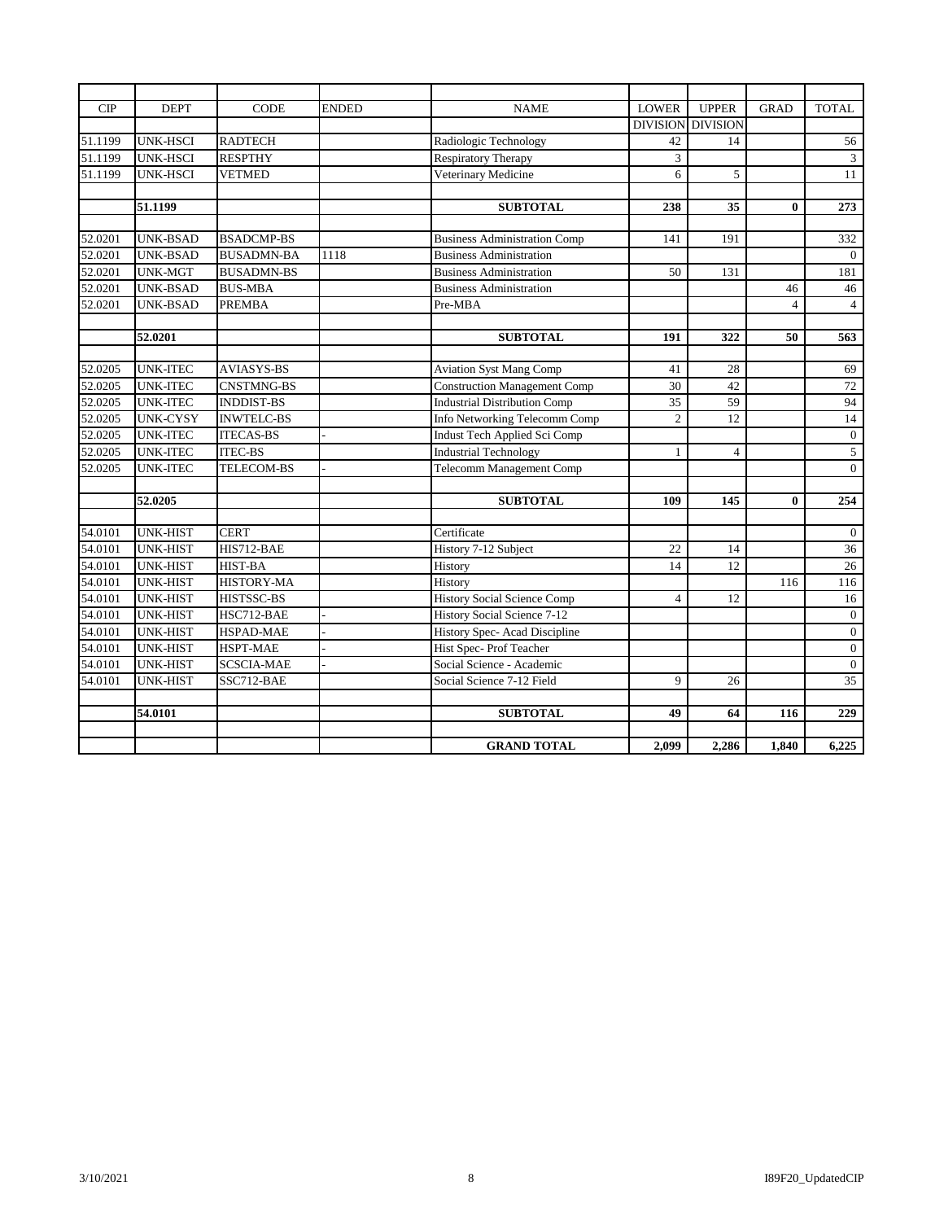| CIP | DEPT | CODE | ENDED | NAME | LOWER DIVISION | UPPER DIVISION | GRAD | TOTAL |
|---|---|---|---|---|---|---|---|---|
| 51.1199 | UNK-HSCI | RADTECH | | Radiologic Technology | 42 | 14 | | 56 |
| 51.1199 | UNK-HSCI | RESPTHY | | Respiratory Therapy | 3 | | | 3 |
| 51.1199 | UNK-HSCI | VETMED | | Veterinary Medicine | 6 | 5 | | 11 |
| | | | | | | | | |
| | **51.1199** | | | **SUBTOTAL** | **238** | **35** | **0** | **273** |
| | | | | | | | | |
| 52.0201 | UNK-BSAD | BSADCMP-BS | | Business Administration Comp | 141 | 191 | | 332 |
| 52.0201 | UNK-BSAD | BUSADMN-BA | 1118 | Business Administration | | | | 0 |
| 52.0201 | UNK-MGT | BUSADMN-BS | | Business Administration | 50 | 131 | | 181 |
| 52.0201 | UNK-BSAD | BUS-MBA | | Business Administration | | | 46 | 46 |
| 52.0201 | UNK-BSAD | PREMBA | | Pre-MBA | | | 4 | 4 |
| | | | | | | | | |
| | **52.0201** | | | **SUBTOTAL** | **191** | **322** | **50** | **563** |
| | | | | | | | | |
| 52.0205 | UNK-ITEC | AVIASYS-BS | | Aviation Syst Mang Comp | 41 | 28 | | 69 |
| 52.0205 | UNK-ITEC | CNSTMNG-BS | | Construction Management Comp | 30 | 42 | | 72 |
| 52.0205 | UNK-ITEC | INDDIST-BS | | Industrial Distribution Comp | 35 | 59 | | 94 |
| 52.0205 | UNK-CYSY | INWTELC-BS | | Info Networking Telecomm Comp | 2 | 12 | | 14 |
| 52.0205 | UNK-ITEC | ITECAS-BS | - | Indust Tech Applied Sci Comp | | | | 0 |
| 52.0205 | UNK-ITEC | ITEC-BS | | Industrial Technology | 1 | 4 | | 5 |
| 52.0205 | UNK-ITEC | TELECOM-BS | - | Telecomm Management Comp | | | | 0 |
| | | | | | | | | |
| | **52.0205** | | | **SUBTOTAL** | **109** | **145** | **0** | **254** |
| | | | | | | | | |
| 54.0101 | UNK-HIST | CERT | | Certificate | | | | 0 |
| 54.0101 | UNK-HIST | HIS712-BAE | | History 7-12 Subject | 22 | 14 | | 36 |
| 54.0101 | UNK-HIST | HIST-BA | | History | 14 | 12 | | 26 |
| 54.0101 | UNK-HIST | HISTORY-MA | | History | | | 116 | 116 |
| 54.0101 | UNK-HIST | HISTSSC-BS | | History Social Science Comp | 4 | 12 | | 16 |
| 54.0101 | UNK-HIST | HSC712-BAE | - | History Social Science 7-12 | | | | 0 |
| 54.0101 | UNK-HIST | HSPAD-MAE | - | History Spec- Acad Discipline | | | | 0 |
| 54.0101 | UNK-HIST | HSPT-MAE | - | Hist Spec- Prof Teacher | | | | 0 |
| 54.0101 | UNK-HIST | SCSCIA-MAE | - | Social Science - Academic | | | | 0 |
| 54.0101 | UNK-HIST | SSC712-BAE | | Social Science 7-12 Field | 9 | 26 | | 35 |
| | | | | | | | | |
| | **54.0101** | | | **SUBTOTAL** | **49** | **64** | **116** | **229** |
| | | | | | | | | |
| | | | | **GRAND TOTAL** | **2,099** | **2,286** | **1,840** | **6,225** |